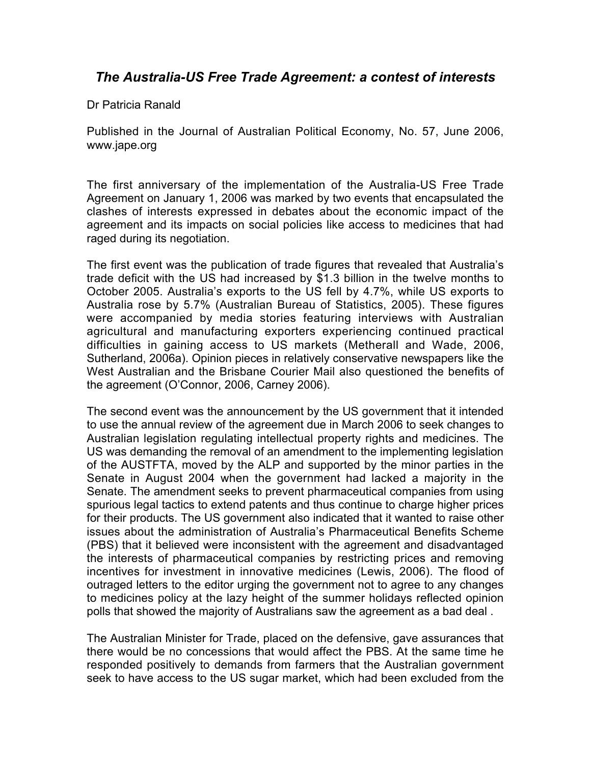# *The Australia-US Free Trade Agreement: a contest of interests*

Dr Patricia Ranald

Published in the Journal of Australian Political Economy, No. 57, June 2006, www.jape.org

The first anniversary of the implementation of the Australia-US Free Trade Agreement on January 1, 2006 was marked by two events that encapsulated the clashes of interests expressed in debates about the economic impact of the agreement and its impacts on social policies like access to medicines that had raged during its negotiation.

The first event was the publication of trade figures that revealed that Australia's trade deficit with the US had increased by $1.3 billion in the twelve months to October 2005. Australia's exports to the US fell by 4.7%, while US exports to Australia rose by 5.7% (Australian Bureau of Statistics, 2005). These figures were accompanied by media stories featuring interviews with Australian agricultural and manufacturing exporters experiencing continued practical difficulties in gaining access to US markets (Metherall and Wade, 2006, Sutherland, 2006a). Opinion pieces in relatively conservative newspapers like the West Australian and the Brisbane Courier Mail also questioned the benefits of the agreement (O'Connor, 2006, Carney 2006).

The second event was the announcement by the US government that it intended to use the annual review of the agreement due in March 2006 to seek changes to Australian legislation regulating intellectual property rights and medicines. The US was demanding the removal of an amendment to the implementing legislation of the AUSTFTA, moved by the ALP and supported by the minor parties in the Senate in August 2004 when the government had lacked a majority in the Senate. The amendment seeks to prevent pharmaceutical companies from using spurious legal tactics to extend patents and thus continue to charge higher prices for their products. The US government also indicated that it wanted to raise other issues about the administration of Australia's Pharmaceutical Benefits Scheme (PBS) that it believed were inconsistent with the agreement and disadvantaged the interests of pharmaceutical companies by restricting prices and removing incentives for investment in innovative medicines (Lewis, 2006). The flood of outraged letters to the editor urging the government not to agree to any changes to medicines policy at the lazy height of the summer holidays reflected opinion polls that showed the majority of Australians saw the agreement as a bad deal .

The Australian Minister for Trade, placed on the defensive, gave assurances that there would be no concessions that would affect the PBS. At the same time he responded positively to demands from farmers that the Australian government seek to have access to the US sugar market, which had been excluded from the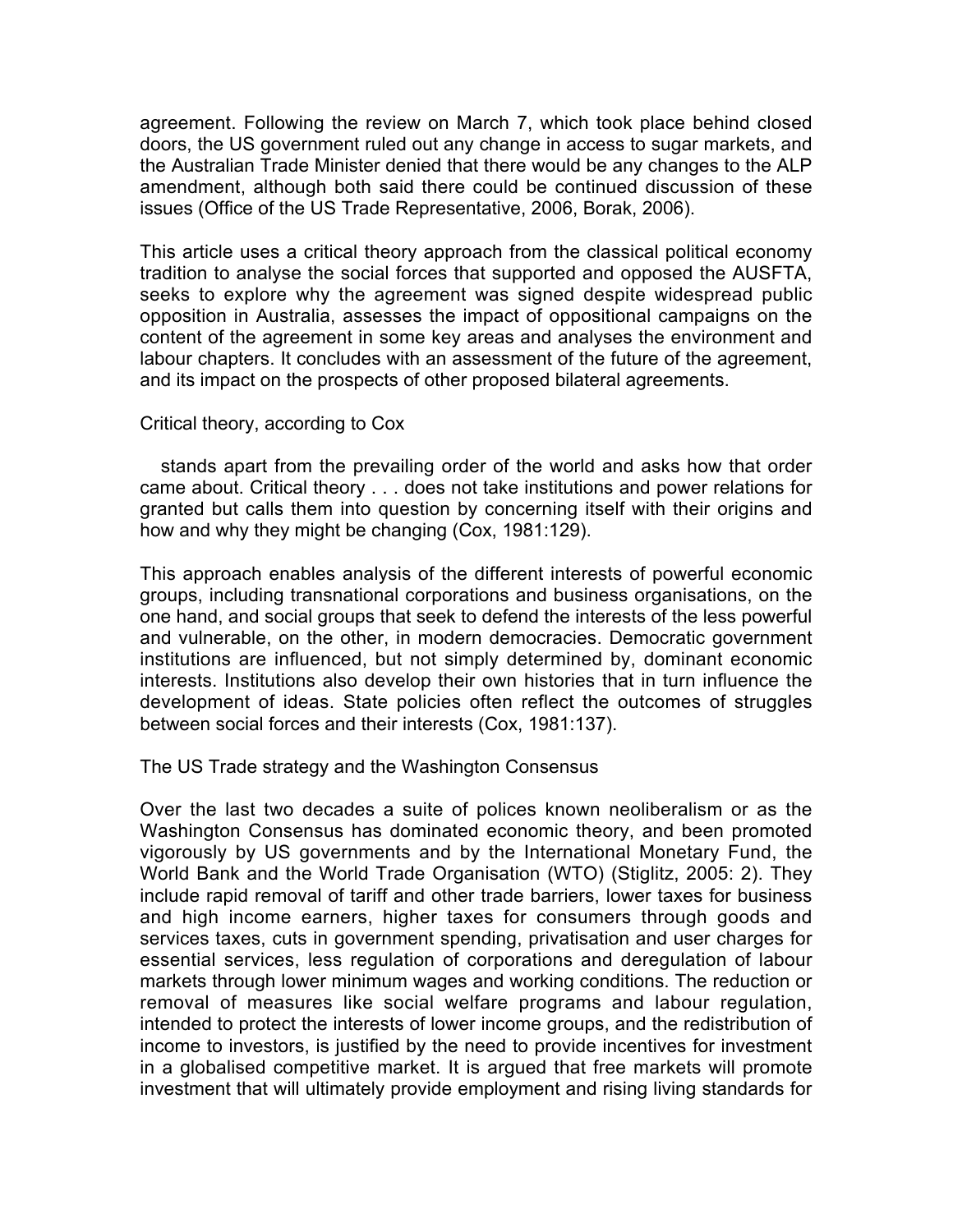agreement. Following the review on March 7, which took place behind closed doors, the US government ruled out any change in access to sugar markets, and the Australian Trade Minister denied that there would be any changes to the ALP amendment, although both said there could be continued discussion of these issues (Office of the US Trade Representative, 2006, Borak, 2006).

This article uses a critical theory approach from the classical political economy tradition to analyse the social forces that supported and opposed the AUSFTA, seeks to explore why the agreement was signed despite widespread public opposition in Australia, assesses the impact of oppositional campaigns on the content of the agreement in some key areas and analyses the environment and labour chapters. It concludes with an assessment of the future of the agreement, and its impact on the prospects of other proposed bilateral agreements.

Critical theory, according to Cox

> stands apart from the prevailing order of the world and asks how that order came about. Critical theory . . . does not take institutions and power relations for granted but calls them into question by concerning itself with their origins and how and why they might be changing (Cox, 1981:129).

This approach enables analysis of the different interests of powerful economic groups, including transnational corporations and business organisations, on the one hand, and social groups that seek to defend the interests of the less powerful and vulnerable, on the other, in modern democracies. Democratic government institutions are influenced, but not simply determined by, dominant economic interests. Institutions also develop their own histories that in turn influence the development of ideas. State policies often reflect the outcomes of struggles between social forces and their interests (Cox, 1981:137).

## The US Trade strategy and the Washington Consensus

Over the last two decades a suite of polices known neoliberalism or as the Washington Consensus has dominated economic theory, and been promoted vigorously by US governments and by the International Monetary Fund, the World Bank and the World Trade Organisation (WTO) (Stiglitz, 2005: 2). They include rapid removal of tariff and other trade barriers, lower taxes for business and high income earners, higher taxes for consumers through goods and services taxes, cuts in government spending, privatisation and user charges for essential services, less regulation of corporations and deregulation of labour markets through lower minimum wages and working conditions. The reduction or removal of measures like social welfare programs and labour regulation, intended to protect the interests of lower income groups, and the redistribution of income to investors, is justified by the need to provide incentives for investment in a globalised competitive market. It is argued that free markets will promote investment that will ultimately provide employment and rising living standards for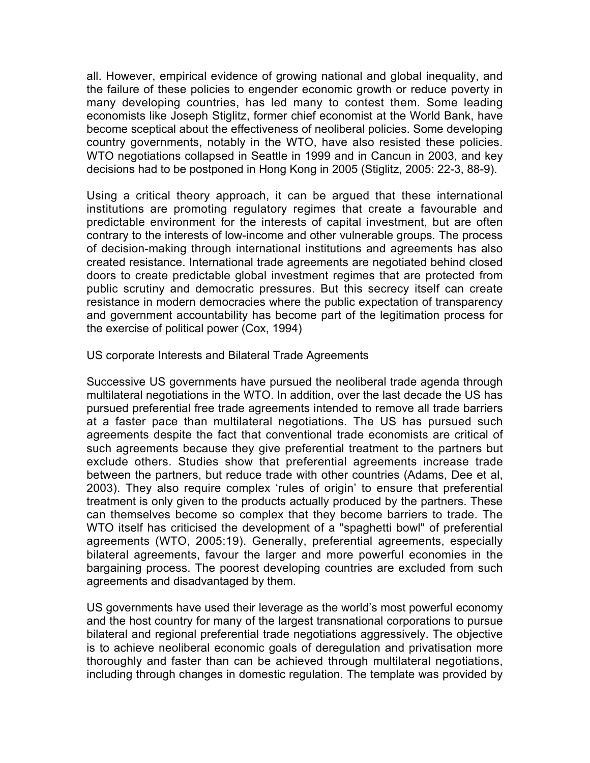all. However, empirical evidence of growing national and global inequality, and the failure of these policies to engender economic growth or reduce poverty in many developing countries, has led many to contest them. Some leading economists like Joseph Stiglitz, former chief economist at the World Bank, have become sceptical about the effectiveness of neoliberal policies. Some developing country governments, notably in the WTO, have also resisted these policies. WTO negotiations collapsed in Seattle in 1999 and in Cancun in 2003, and key decisions had to be postponed in Hong Kong in 2005 (Stiglitz, 2005: 22-3, 88-9).

Using a critical theory approach, it can be argued that these international institutions are promoting regulatory regimes that create a favourable and predictable environment for the interests of capital investment, but are often contrary to the interests of low-income and other vulnerable groups. The process of decision-making through international institutions and agreements has also created resistance. International trade agreements are negotiated behind closed doors to create predictable global investment regimes that are protected from public scrutiny and democratic pressures. But this secrecy itself can create resistance in modern democracies where the public expectation of transparency and government accountability has become part of the legitimation process for the exercise of political power (Cox, 1994)

## US corporate Interests and Bilateral Trade Agreements

Successive US governments have pursued the neoliberal trade agenda through multilateral negotiations in the WTO. In addition, over the last decade the US has pursued preferential free trade agreements intended to remove all trade barriers at a faster pace than multilateral negotiations. The US has pursued such agreements despite the fact that conventional trade economists are critical of such agreements because they give preferential treatment to the partners but exclude others. Studies show that preferential agreements increase trade between the partners, but reduce trade with other countries (Adams, Dee et al, 2003). They also require complex 'rules of origin' to ensure that preferential treatment is only given to the products actually produced by the partners. These can themselves become so complex that they become barriers to trade. The WTO itself has criticised the development of a "spaghetti bowl" of preferential agreements (WTO, 2005:19). Generally, preferential agreements, especially bilateral agreements, favour the larger and more powerful economies in the bargaining process. The poorest developing countries are excluded from such agreements and disadvantaged by them.

US governments have used their leverage as the world's most powerful economy and the host country for many of the largest transnational corporations to pursue bilateral and regional preferential trade negotiations aggressively. The objective is to achieve neoliberal economic goals of deregulation and privatisation more thoroughly and faster than can be achieved through multilateral negotiations, including through changes in domestic regulation. The template was provided by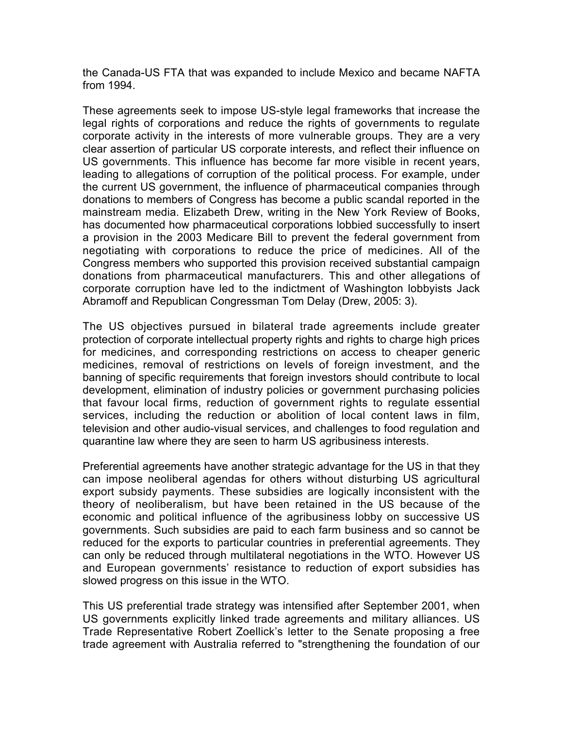the Canada-US FTA that was expanded to include Mexico and became NAFTA from 1994.

These agreements seek to impose US-style legal frameworks that increase the legal rights of corporations and reduce the rights of governments to regulate corporate activity in the interests of more vulnerable groups. They are a very clear assertion of particular US corporate interests, and reflect their influence on US governments. This influence has become far more visible in recent years, leading to allegations of corruption of the political process. For example, under the current US government, the influence of pharmaceutical companies through donations to members of Congress has become a public scandal reported in the mainstream media. Elizabeth Drew, writing in the New York Review of Books, has documented how pharmaceutical corporations lobbied successfully to insert a provision in the 2003 Medicare Bill to prevent the federal government from negotiating with corporations to reduce the price of medicines. All of the Congress members who supported this provision received substantial campaign donations from pharmaceutical manufacturers. This and other allegations of corporate corruption have led to the indictment of Washington lobbyists Jack Abramoff and Republican Congressman Tom Delay (Drew, 2005: 3).

The US objectives pursued in bilateral trade agreements include greater protection of corporate intellectual property rights and rights to charge high prices for medicines, and corresponding restrictions on access to cheaper generic medicines, removal of restrictions on levels of foreign investment, and the banning of specific requirements that foreign investors should contribute to local development, elimination of industry policies or government purchasing policies that favour local firms, reduction of government rights to regulate essential services, including the reduction or abolition of local content laws in film, television and other audio-visual services, and challenges to food regulation and quarantine law where they are seen to harm US agribusiness interests.

Preferential agreements have another strategic advantage for the US in that they can impose neoliberal agendas for others without disturbing US agricultural export subsidy payments. These subsidies are logically inconsistent with the theory of neoliberalism, but have been retained in the US because of the economic and political influence of the agribusiness lobby on successive US governments. Such subsidies are paid to each farm business and so cannot be reduced for the exports to particular countries in preferential agreements. They can only be reduced through multilateral negotiations in the WTO. However US and European governments' resistance to reduction of export subsidies has slowed progress on this issue in the WTO.

This US preferential trade strategy was intensified after September 2001, when US governments explicitly linked trade agreements and military alliances. US Trade Representative Robert Zoellick's letter to the Senate proposing a free trade agreement with Australia referred to "strengthening the foundation of our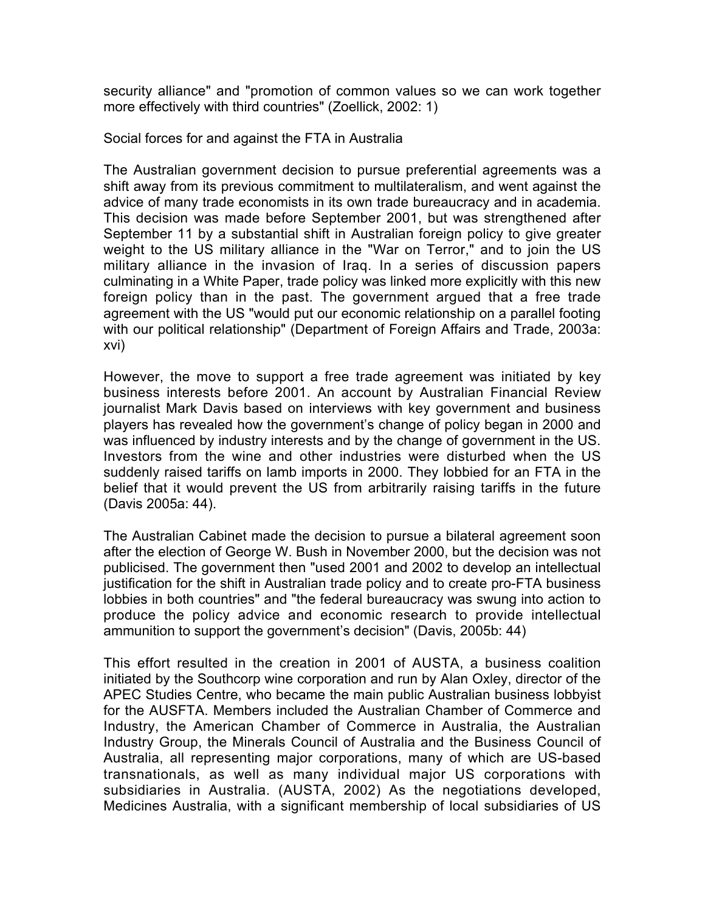security alliance" and "promotion of common values so we can work together more effectively with third countries" (Zoellick, 2002: 1)

## Social forces for and against the FTA in Australia

The Australian government decision to pursue preferential agreements was a shift away from its previous commitment to multilateralism, and went against the advice of many trade economists in its own trade bureaucracy and in academia. This decision was made before September 2001, but was strengthened after September 11 by a substantial shift in Australian foreign policy to give greater weight to the US military alliance in the "War on Terror," and to join the US military alliance in the invasion of Iraq. In a series of discussion papers culminating in a White Paper, trade policy was linked more explicitly with this new foreign policy than in the past. The government argued that a free trade agreement with the US "would put our economic relationship on a parallel footing with our political relationship" (Department of Foreign Affairs and Trade, 2003a: xvi)

However, the move to support a free trade agreement was initiated by key business interests before 2001. An account by Australian Financial Review journalist Mark Davis based on interviews with key government and business players has revealed how the government's change of policy began in 2000 and was influenced by industry interests and by the change of government in the US. Investors from the wine and other industries were disturbed when the US suddenly raised tariffs on lamb imports in 2000. They lobbied for an FTA in the belief that it would prevent the US from arbitrarily raising tariffs in the future (Davis 2005a: 44).

The Australian Cabinet made the decision to pursue a bilateral agreement soon after the election of George W. Bush in November 2000, but the decision was not publicised. The government then "used 2001 and 2002 to develop an intellectual justification for the shift in Australian trade policy and to create pro-FTA business lobbies in both countries" and "the federal bureaucracy was swung into action to produce the policy advice and economic research to provide intellectual ammunition to support the government's decision" (Davis, 2005b: 44)

This effort resulted in the creation in 2001 of AUSTA, a business coalition initiated by the Southcorp wine corporation and run by Alan Oxley, director of the APEC Studies Centre, who became the main public Australian business lobbyist for the AUSFTA. Members included the Australian Chamber of Commerce and Industry, the American Chamber of Commerce in Australia, the Australian Industry Group, the Minerals Council of Australia and the Business Council of Australia, all representing major corporations, many of which are US-based transnationals, as well as many individual major US corporations with subsidiaries in Australia. (AUSTA, 2002) As the negotiations developed, Medicines Australia, with a significant membership of local subsidiaries of US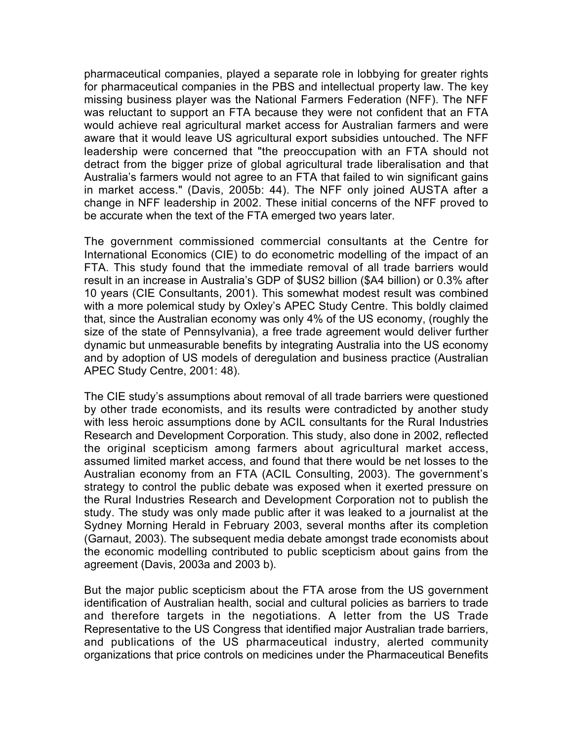pharmaceutical companies, played a separate role in lobbying for greater rights for pharmaceutical companies in the PBS and intellectual property law. The key missing business player was the National Farmers Federation (NFF). The NFF was reluctant to support an FTA because they were not confident that an FTA would achieve real agricultural market access for Australian farmers and were aware that it would leave US agricultural export subsidies untouched. The NFF leadership were concerned that "the preoccupation with an FTA should not detract from the bigger prize of global agricultural trade liberalisation and that Australia's farmers would not agree to an FTA that failed to win significant gains in market access." (Davis, 2005b: 44). The NFF only joined AUSTA after a change in NFF leadership in 2002. These initial concerns of the NFF proved to be accurate when the text of the FTA emerged two years later.

The government commissioned commercial consultants at the Centre for International Economics (CIE) to do econometric modelling of the impact of an FTA. This study found that the immediate removal of all trade barriers would result in an increase in Australia's GDP of $US2 billion ($A4 billion) or 0.3% after 10 years (CIE Consultants, 2001). This somewhat modest result was combined with a more polemical study by Oxley's APEC Study Centre. This boldly claimed that, since the Australian economy was only 4% of the US economy, (roughly the size of the state of Pennsylvania), a free trade agreement would deliver further dynamic but unmeasurable benefits by integrating Australia into the US economy and by adoption of US models of deregulation and business practice (Australian APEC Study Centre, 2001: 48).

The CIE study's assumptions about removal of all trade barriers were questioned by other trade economists, and its results were contradicted by another study with less heroic assumptions done by ACIL consultants for the Rural Industries Research and Development Corporation. This study, also done in 2002, reflected the original scepticism among farmers about agricultural market access, assumed limited market access, and found that there would be net losses to the Australian economy from an FTA (ACIL Consulting, 2003). The government's strategy to control the public debate was exposed when it exerted pressure on the Rural Industries Research and Development Corporation not to publish the study. The study was only made public after it was leaked to a journalist at the Sydney Morning Herald in February 2003, several months after its completion (Garnaut, 2003). The subsequent media debate amongst trade economists about the economic modelling contributed to public scepticism about gains from the agreement (Davis, 2003a and 2003 b).

But the major public scepticism about the FTA arose from the US government identification of Australian health, social and cultural policies as barriers to trade and therefore targets in the negotiations. A letter from the US Trade Representative to the US Congress that identified major Australian trade barriers, and publications of the US pharmaceutical industry, alerted community organizations that price controls on medicines under the Pharmaceutical Benefits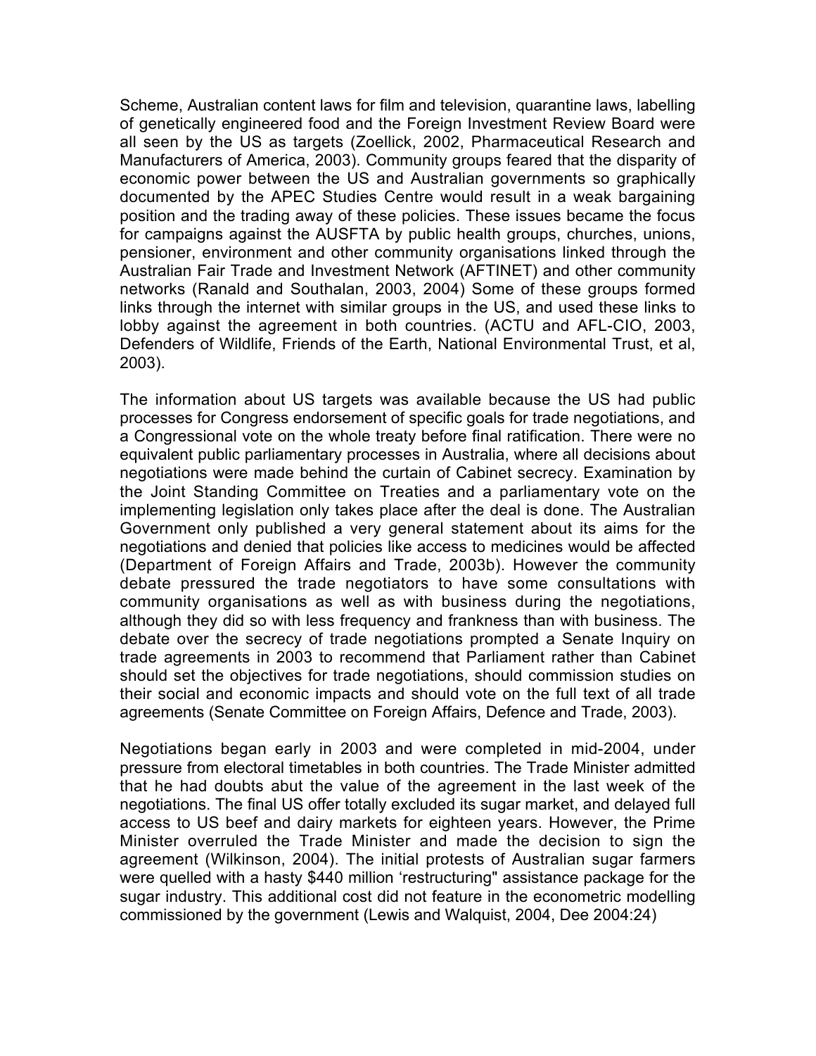Scheme, Australian content laws for film and television, quarantine laws, labelling of genetically engineered food and the Foreign Investment Review Board were all seen by the US as targets (Zoellick, 2002, Pharmaceutical Research and Manufacturers of America, 2003). Community groups feared that the disparity of economic power between the US and Australian governments so graphically documented by the APEC Studies Centre would result in a weak bargaining position and the trading away of these policies. These issues became the focus for campaigns against the AUSFTA by public health groups, churches, unions, pensioner, environment and other community organisations linked through the Australian Fair Trade and Investment Network (AFTINET) and other community networks (Ranald and Southalan, 2003, 2004) Some of these groups formed links through the internet with similar groups in the US, and used these links to lobby against the agreement in both countries. (ACTU and AFL-CIO, 2003, Defenders of Wildlife, Friends of the Earth, National Environmental Trust, et al, 2003).

The information about US targets was available because the US had public processes for Congress endorsement of specific goals for trade negotiations, and a Congressional vote on the whole treaty before final ratification. There were no equivalent public parliamentary processes in Australia, where all decisions about negotiations were made behind the curtain of Cabinet secrecy. Examination by the Joint Standing Committee on Treaties and a parliamentary vote on the implementing legislation only takes place after the deal is done. The Australian Government only published a very general statement about its aims for the negotiations and denied that policies like access to medicines would be affected (Department of Foreign Affairs and Trade, 2003b). However the community debate pressured the trade negotiators to have some consultations with community organisations as well as with business during the negotiations, although they did so with less frequency and frankness than with business. The debate over the secrecy of trade negotiations prompted a Senate Inquiry on trade agreements in 2003 to recommend that Parliament rather than Cabinet should set the objectives for trade negotiations, should commission studies on their social and economic impacts and should vote on the full text of all trade agreements (Senate Committee on Foreign Affairs, Defence and Trade, 2003).

Negotiations began early in 2003 and were completed in mid-2004, under pressure from electoral timetables in both countries. The Trade Minister admitted that he had doubts abut the value of the agreement in the last week of the negotiations. The final US offer totally excluded its sugar market, and delayed full access to US beef and dairy markets for eighteen years. However, the Prime Minister overruled the Trade Minister and made the decision to sign the agreement (Wilkinson, 2004). The initial protests of Australian sugar farmers were quelled with a hasty $440 million 'restructuring" assistance package for the sugar industry. This additional cost did not feature in the econometric modelling commissioned by the government (Lewis and Walquist, 2004, Dee 2004:24)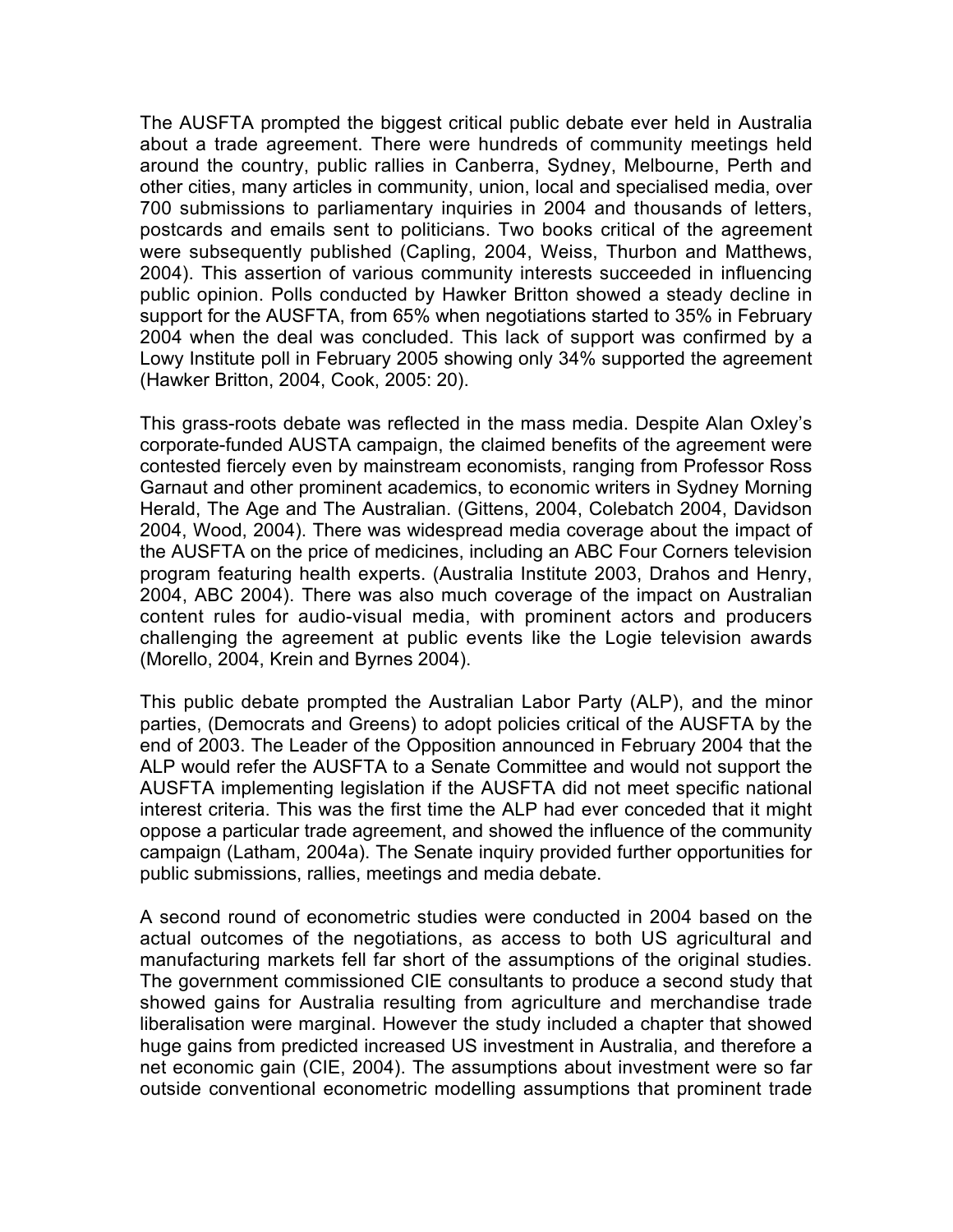The AUSFTA prompted the biggest critical public debate ever held in Australia about a trade agreement. There were hundreds of community meetings held around the country, public rallies in Canberra, Sydney, Melbourne, Perth and other cities, many articles in community, union, local and specialised media, over 700 submissions to parliamentary inquiries in 2004 and thousands of letters, postcards and emails sent to politicians. Two books critical of the agreement were subsequently published (Capling, 2004, Weiss, Thurbon and Matthews, 2004). This assertion of various community interests succeeded in influencing public opinion. Polls conducted by Hawker Britton showed a steady decline in support for the AUSFTA, from 65% when negotiations started to 35% in February 2004 when the deal was concluded. This lack of support was confirmed by a Lowy Institute poll in February 2005 showing only 34% supported the agreement (Hawker Britton, 2004, Cook, 2005: 20).

This grass-roots debate was reflected in the mass media. Despite Alan Oxley's corporate-funded AUSTA campaign, the claimed benefits of the agreement were contested fiercely even by mainstream economists, ranging from Professor Ross Garnaut and other prominent academics, to economic writers in Sydney Morning Herald, The Age and The Australian. (Gittens, 2004, Colebatch 2004, Davidson 2004, Wood, 2004). There was widespread media coverage about the impact of the AUSFTA on the price of medicines, including an ABC Four Corners television program featuring health experts. (Australia Institute 2003, Drahos and Henry, 2004, ABC 2004). There was also much coverage of the impact on Australian content rules for audio-visual media, with prominent actors and producers challenging the agreement at public events like the Logie television awards (Morello, 2004, Krein and Byrnes 2004).

This public debate prompted the Australian Labor Party (ALP), and the minor parties, (Democrats and Greens) to adopt policies critical of the AUSFTA by the end of 2003. The Leader of the Opposition announced in February 2004 that the ALP would refer the AUSFTA to a Senate Committee and would not support the AUSFTA implementing legislation if the AUSFTA did not meet specific national interest criteria. This was the first time the ALP had ever conceded that it might oppose a particular trade agreement, and showed the influence of the community campaign (Latham, 2004a). The Senate inquiry provided further opportunities for public submissions, rallies, meetings and media debate.

A second round of econometric studies were conducted in 2004 based on the actual outcomes of the negotiations, as access to both US agricultural and manufacturing markets fell far short of the assumptions of the original studies. The government commissioned CIE consultants to produce a second study that showed gains for Australia resulting from agriculture and merchandise trade liberalisation were marginal. However the study included a chapter that showed huge gains from predicted increased US investment in Australia, and therefore a net economic gain (CIE, 2004). The assumptions about investment were so far outside conventional econometric modelling assumptions that prominent trade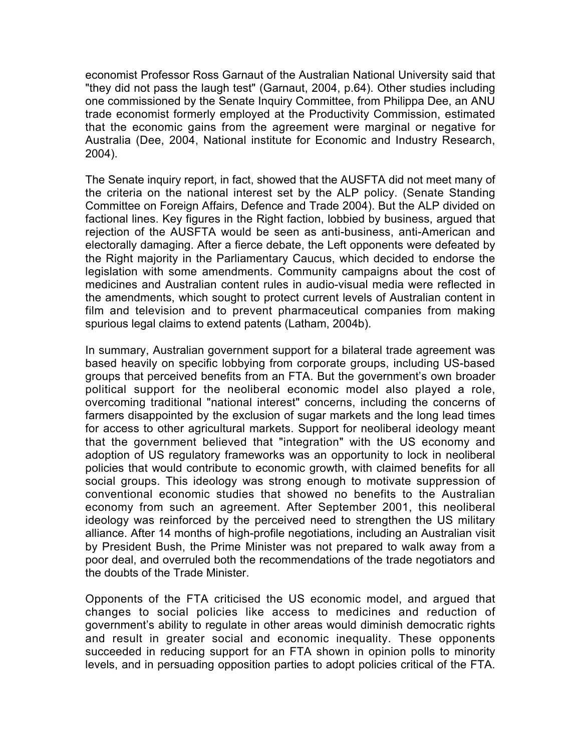economist Professor Ross Garnaut of the Australian National University said that "they did not pass the laugh test" (Garnaut, 2004, p.64). Other studies including one commissioned by the Senate Inquiry Committee, from Philippa Dee, an ANU trade economist formerly employed at the Productivity Commission, estimated that the economic gains from the agreement were marginal or negative for Australia (Dee, 2004, National institute for Economic and Industry Research, 2004).

The Senate inquiry report, in fact, showed that the AUSFTA did not meet many of the criteria on the national interest set by the ALP policy. (Senate Standing Committee on Foreign Affairs, Defence and Trade 2004). But the ALP divided on factional lines. Key figures in the Right faction, lobbied by business, argued that rejection of the AUSFTA would be seen as anti-business, anti-American and electorally damaging. After a fierce debate, the Left opponents were defeated by the Right majority in the Parliamentary Caucus, which decided to endorse the legislation with some amendments. Community campaigns about the cost of medicines and Australian content rules in audio-visual media were reflected in the amendments, which sought to protect current levels of Australian content in film and television and to prevent pharmaceutical companies from making spurious legal claims to extend patents (Latham, 2004b).

In summary, Australian government support for a bilateral trade agreement was based heavily on specific lobbying from corporate groups, including US-based groups that perceived benefits from an FTA. But the government's own broader political support for the neoliberal economic model also played a role, overcoming traditional "national interest" concerns, including the concerns of farmers disappointed by the exclusion of sugar markets and the long lead times for access to other agricultural markets. Support for neoliberal ideology meant that the government believed that "integration" with the US economy and adoption of US regulatory frameworks was an opportunity to lock in neoliberal policies that would contribute to economic growth, with claimed benefits for all social groups. This ideology was strong enough to motivate suppression of conventional economic studies that showed no benefits to the Australian economy from such an agreement. After September 2001, this neoliberal ideology was reinforced by the perceived need to strengthen the US military alliance. After 14 months of high-profile negotiations, including an Australian visit by President Bush, the Prime Minister was not prepared to walk away from a poor deal, and overruled both the recommendations of the trade negotiators and the doubts of the Trade Minister.

Opponents of the FTA criticised the US economic model, and argued that changes to social policies like access to medicines and reduction of government's ability to regulate in other areas would diminish democratic rights and result in greater social and economic inequality. These opponents succeeded in reducing support for an FTA shown in opinion polls to minority levels, and in persuading opposition parties to adopt policies critical of the FTA.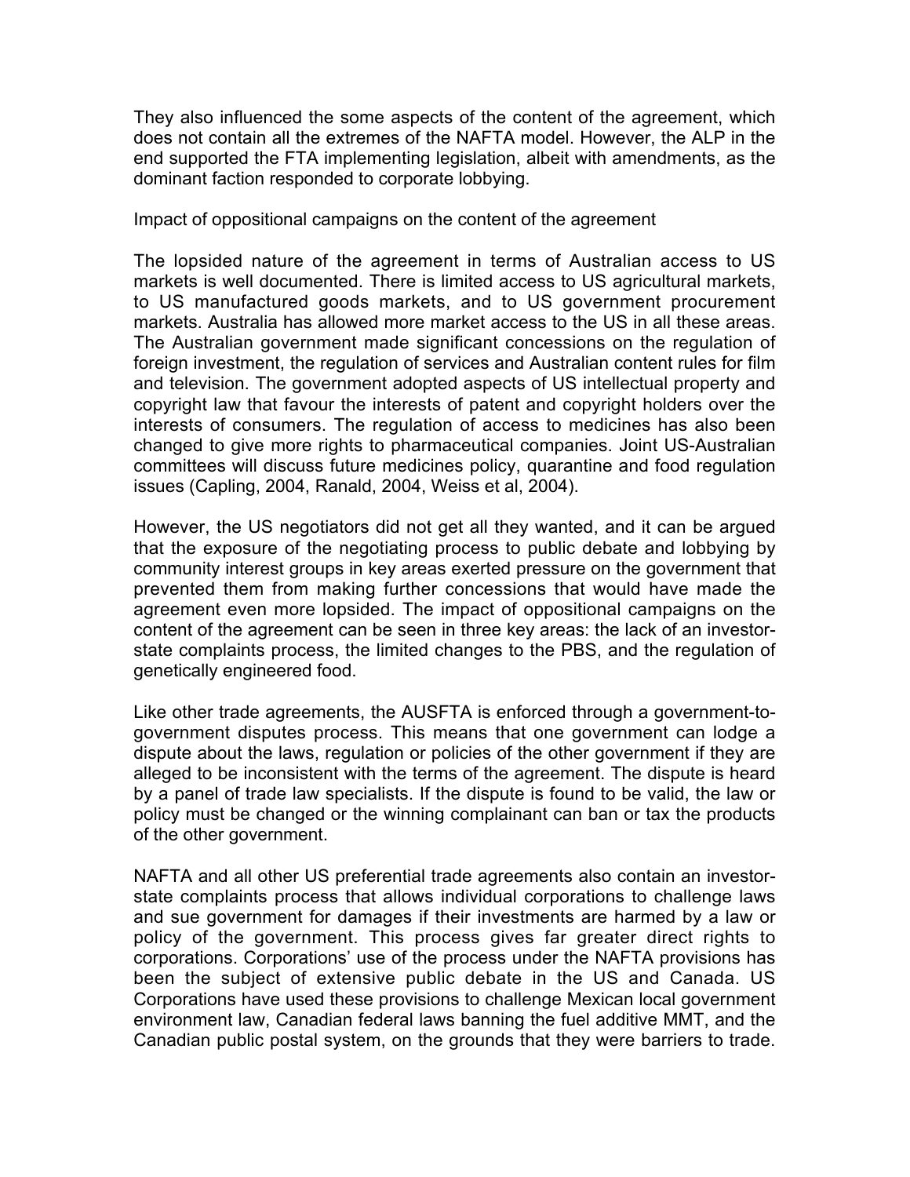They also influenced the some aspects of the content of the agreement, which does not contain all the extremes of the NAFTA model. However, the ALP in the end supported the FTA implementing legislation, albeit with amendments, as the dominant faction responded to corporate lobbying.

## Impact of oppositional campaigns on the content of the agreement

The lopsided nature of the agreement in terms of Australian access to US markets is well documented. There is limited access to US agricultural markets, to US manufactured goods markets, and to US government procurement markets. Australia has allowed more market access to the US in all these areas. The Australian government made significant concessions on the regulation of foreign investment, the regulation of services and Australian content rules for film and television. The government adopted aspects of US intellectual property and copyright law that favour the interests of patent and copyright holders over the interests of consumers. The regulation of access to medicines has also been changed to give more rights to pharmaceutical companies. Joint US-Australian committees will discuss future medicines policy, quarantine and food regulation issues (Capling, 2004, Ranald, 2004, Weiss et al, 2004).

However, the US negotiators did not get all they wanted, and it can be argued that the exposure of the negotiating process to public debate and lobbying by community interest groups in key areas exerted pressure on the government that prevented them from making further concessions that would have made the agreement even more lopsided. The impact of oppositional campaigns on the content of the agreement can be seen in three key areas: the lack of an investor-state complaints process, the limited changes to the PBS, and the regulation of genetically engineered food.

Like other trade agreements, the AUSFTA is enforced through a government-to-government disputes process. This means that one government can lodge a dispute about the laws, regulation or policies of the other government if they are alleged to be inconsistent with the terms of the agreement. The dispute is heard by a panel of trade law specialists. If the dispute is found to be valid, the law or policy must be changed or the winning complainant can ban or tax the products of the other government.

NAFTA and all other US preferential trade agreements also contain an investor-state complaints process that allows individual corporations to challenge laws and sue government for damages if their investments are harmed by a law or policy of the government. This process gives far greater direct rights to corporations. Corporations' use of the process under the NAFTA provisions has been the subject of extensive public debate in the US and Canada. US Corporations have used these provisions to challenge Mexican local government environment law, Canadian federal laws banning the fuel additive MMT, and the Canadian public postal system, on the grounds that they were barriers to trade.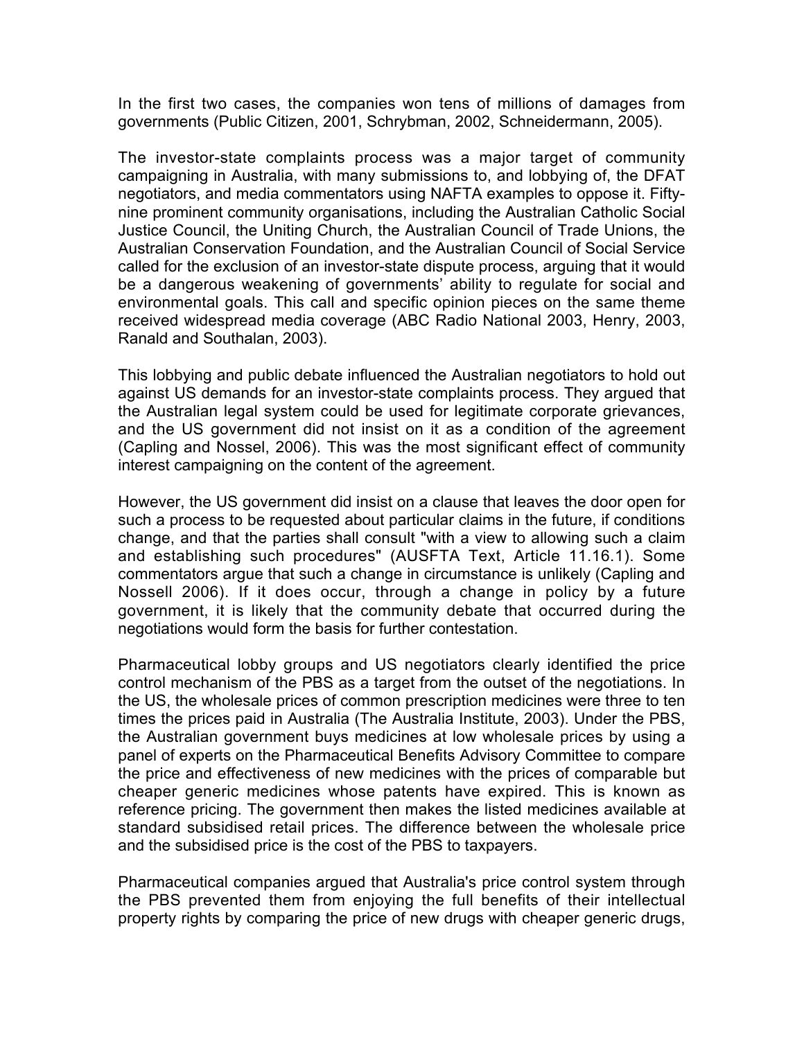In the first two cases, the companies won tens of millions of damages from governments (Public Citizen, 2001, Schrybman, 2002, Schneidermann, 2005).

The investor-state complaints process was a major target of community campaigning in Australia, with many submissions to, and lobbying of, the DFAT negotiators, and media commentators using NAFTA examples to oppose it. Fifty-nine prominent community organisations, including the Australian Catholic Social Justice Council, the Uniting Church, the Australian Council of Trade Unions, the Australian Conservation Foundation, and the Australian Council of Social Service called for the exclusion of an investor-state dispute process, arguing that it would be a dangerous weakening of governments' ability to regulate for social and environmental goals. This call and specific opinion pieces on the same theme received widespread media coverage (ABC Radio National 2003, Henry, 2003, Ranald and Southalan, 2003).

This lobbying and public debate influenced the Australian negotiators to hold out against US demands for an investor-state complaints process. They argued that the Australian legal system could be used for legitimate corporate grievances, and the US government did not insist on it as a condition of the agreement (Capling and Nossel, 2006). This was the most significant effect of community interest campaigning on the content of the agreement.

However, the US government did insist on a clause that leaves the door open for such a process to be requested about particular claims in the future, if conditions change, and that the parties shall consult "with a view to allowing such a claim and establishing such procedures" (AUSFTA Text, Article 11.16.1). Some commentators argue that such a change in circumstance is unlikely (Capling and Nossell 2006). If it does occur, through a change in policy by a future government, it is likely that the community debate that occurred during the negotiations would form the basis for further contestation.

Pharmaceutical lobby groups and US negotiators clearly identified the price control mechanism of the PBS as a target from the outset of the negotiations. In the US, the wholesale prices of common prescription medicines were three to ten times the prices paid in Australia (The Australia Institute, 2003). Under the PBS, the Australian government buys medicines at low wholesale prices by using a panel of experts on the Pharmaceutical Benefits Advisory Committee to compare the price and effectiveness of new medicines with the prices of comparable but cheaper generic medicines whose patents have expired. This is known as reference pricing. The government then makes the listed medicines available at standard subsidised retail prices. The difference between the wholesale price and the subsidised price is the cost of the PBS to taxpayers.

Pharmaceutical companies argued that Australia's price control system through the PBS prevented them from enjoying the full benefits of their intellectual property rights by comparing the price of new drugs with cheaper generic drugs,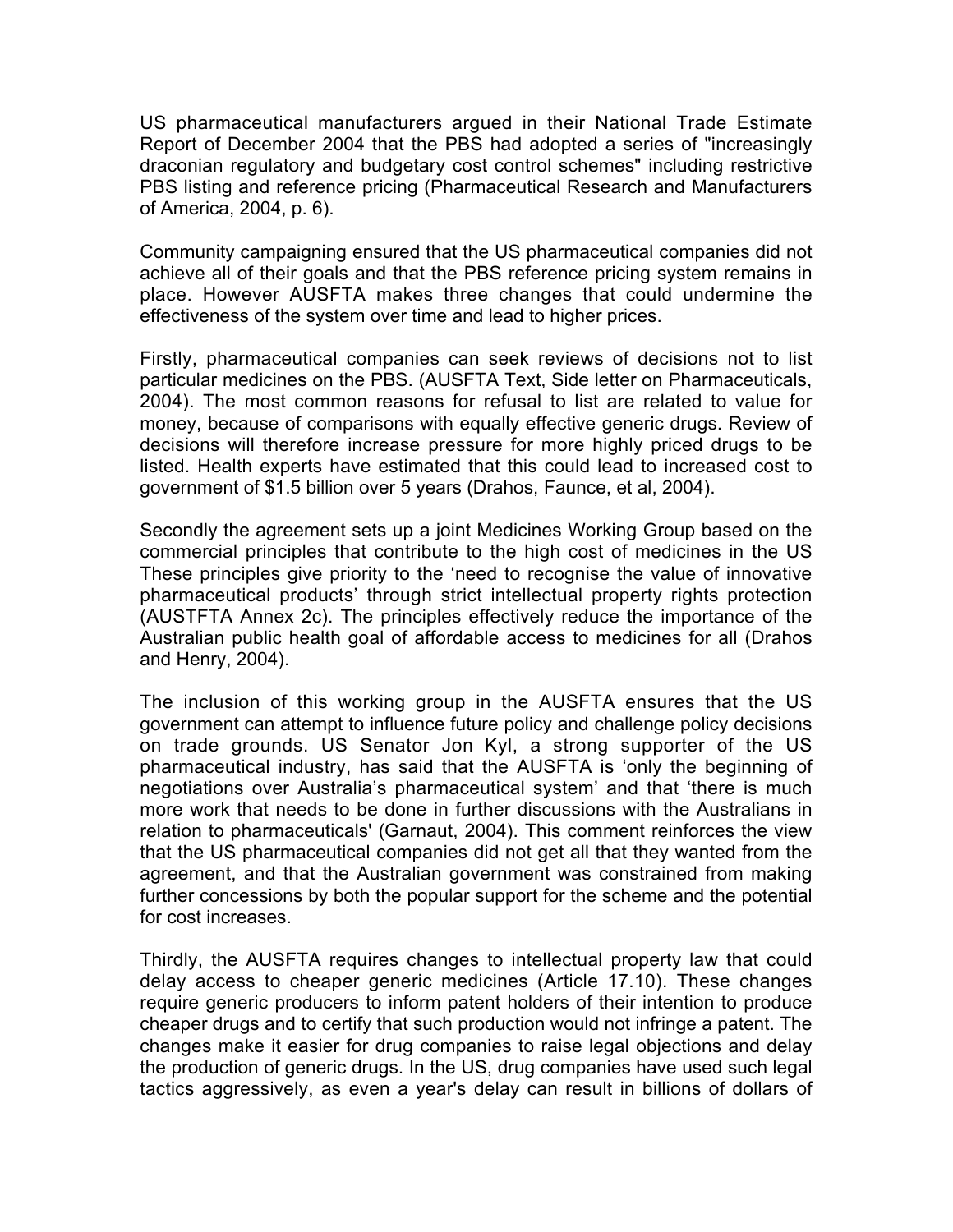US pharmaceutical manufacturers argued in their National Trade Estimate Report of December 2004 that the PBS had adopted a series of "increasingly draconian regulatory and budgetary cost control schemes" including restrictive PBS listing and reference pricing (Pharmaceutical Research and Manufacturers of America, 2004, p. 6).

Community campaigning ensured that the US pharmaceutical companies did not achieve all of their goals and that the PBS reference pricing system remains in place. However AUSFTA makes three changes that could undermine the effectiveness of the system over time and lead to higher prices.

Firstly, pharmaceutical companies can seek reviews of decisions not to list particular medicines on the PBS. (AUSFTA Text, Side letter on Pharmaceuticals, 2004). The most common reasons for refusal to list are related to value for money, because of comparisons with equally effective generic drugs. Review of decisions will therefore increase pressure for more highly priced drugs to be listed. Health experts have estimated that this could lead to increased cost to government of $1.5 billion over 5 years (Drahos, Faunce, et al, 2004).

Secondly the agreement sets up a joint Medicines Working Group based on the commercial principles that contribute to the high cost of medicines in the US These principles give priority to the 'need to recognise the value of innovative pharmaceutical products' through strict intellectual property rights protection (AUSTFTA Annex 2c). The principles effectively reduce the importance of the Australian public health goal of affordable access to medicines for all (Drahos and Henry, 2004).

The inclusion of this working group in the AUSFTA ensures that the US government can attempt to influence future policy and challenge policy decisions on trade grounds. US Senator Jon Kyl, a strong supporter of the US pharmaceutical industry, has said that the AUSFTA is 'only the beginning of negotiations over Australia's pharmaceutical system' and that 'there is much more work that needs to be done in further discussions with the Australians in relation to pharmaceuticals' (Garnaut, 2004). This comment reinforces the view that the US pharmaceutical companies did not get all that they wanted from the agreement, and that the Australian government was constrained from making further concessions by both the popular support for the scheme and the potential for cost increases.

Thirdly, the AUSFTA requires changes to intellectual property law that could delay access to cheaper generic medicines (Article 17.10). These changes require generic producers to inform patent holders of their intention to produce cheaper drugs and to certify that such production would not infringe a patent. The changes make it easier for drug companies to raise legal objections and delay the production of generic drugs. In the US, drug companies have used such legal tactics aggressively, as even a year's delay can result in billions of dollars of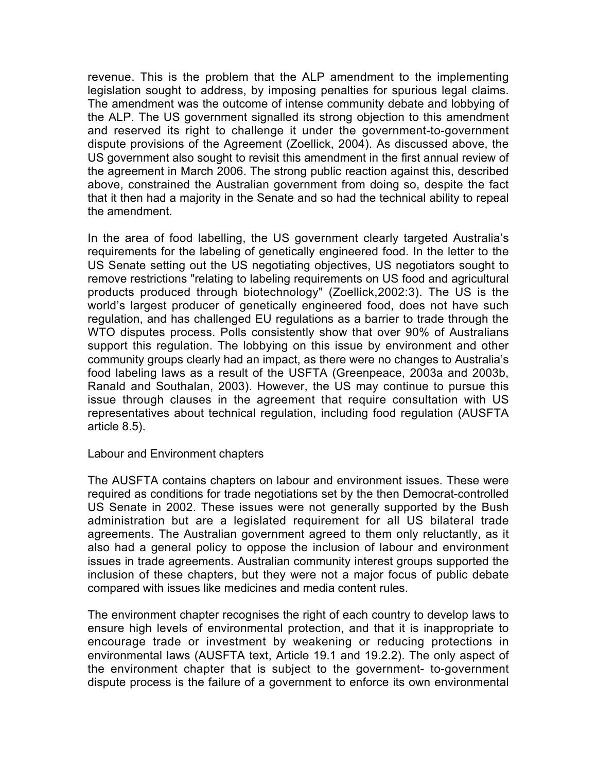revenue. This is the problem that the ALP amendment to the implementing legislation sought to address, by imposing penalties for spurious legal claims. The amendment was the outcome of intense community debate and lobbying of the ALP. The US government signalled its strong objection to this amendment and reserved its right to challenge it under the government-to-government dispute provisions of the Agreement (Zoellick, 2004). As discussed above, the US government also sought to revisit this amendment in the first annual review of the agreement in March 2006. The strong public reaction against this, described above, constrained the Australian government from doing so, despite the fact that it then had a majority in the Senate and so had the technical ability to repeal the amendment.

In the area of food labelling, the US government clearly targeted Australia's requirements for the labeling of genetically engineered food. In the letter to the US Senate setting out the US negotiating objectives, US negotiators sought to remove restrictions "relating to labeling requirements on US food and agricultural products produced through biotechnology" (Zoellick,2002:3). The US is the world's largest producer of genetically engineered food, does not have such regulation, and has challenged EU regulations as a barrier to trade through the WTO disputes process. Polls consistently show that over 90% of Australians support this regulation. The lobbying on this issue by environment and other community groups clearly had an impact, as there were no changes to Australia's food labeling laws as a result of the USFTA (Greenpeace, 2003a and 2003b, Ranald and Southalan, 2003). However, the US may continue to pursue this issue through clauses in the agreement that require consultation with US representatives about technical regulation, including food regulation (AUSFTA article 8.5).

Labour and Environment chapters

The AUSFTA contains chapters on labour and environment issues. These were required as conditions for trade negotiations set by the then Democrat-controlled US Senate in 2002. These issues were not generally supported by the Bush administration but are a legislated requirement for all US bilateral trade agreements. The Australian government agreed to them only reluctantly, as it also had a general policy to oppose the inclusion of labour and environment issues in trade agreements. Australian community interest groups supported the inclusion of these chapters, but they were not a major focus of public debate compared with issues like medicines and media content rules.

The environment chapter recognises the right of each country to develop laws to ensure high levels of environmental protection, and that it is inappropriate to encourage trade or investment by weakening or reducing protections in environmental laws (AUSFTA text, Article 19.1 and 19.2.2). The only aspect of the environment chapter that is subject to the government- to-government dispute process is the failure of a government to enforce its own environmental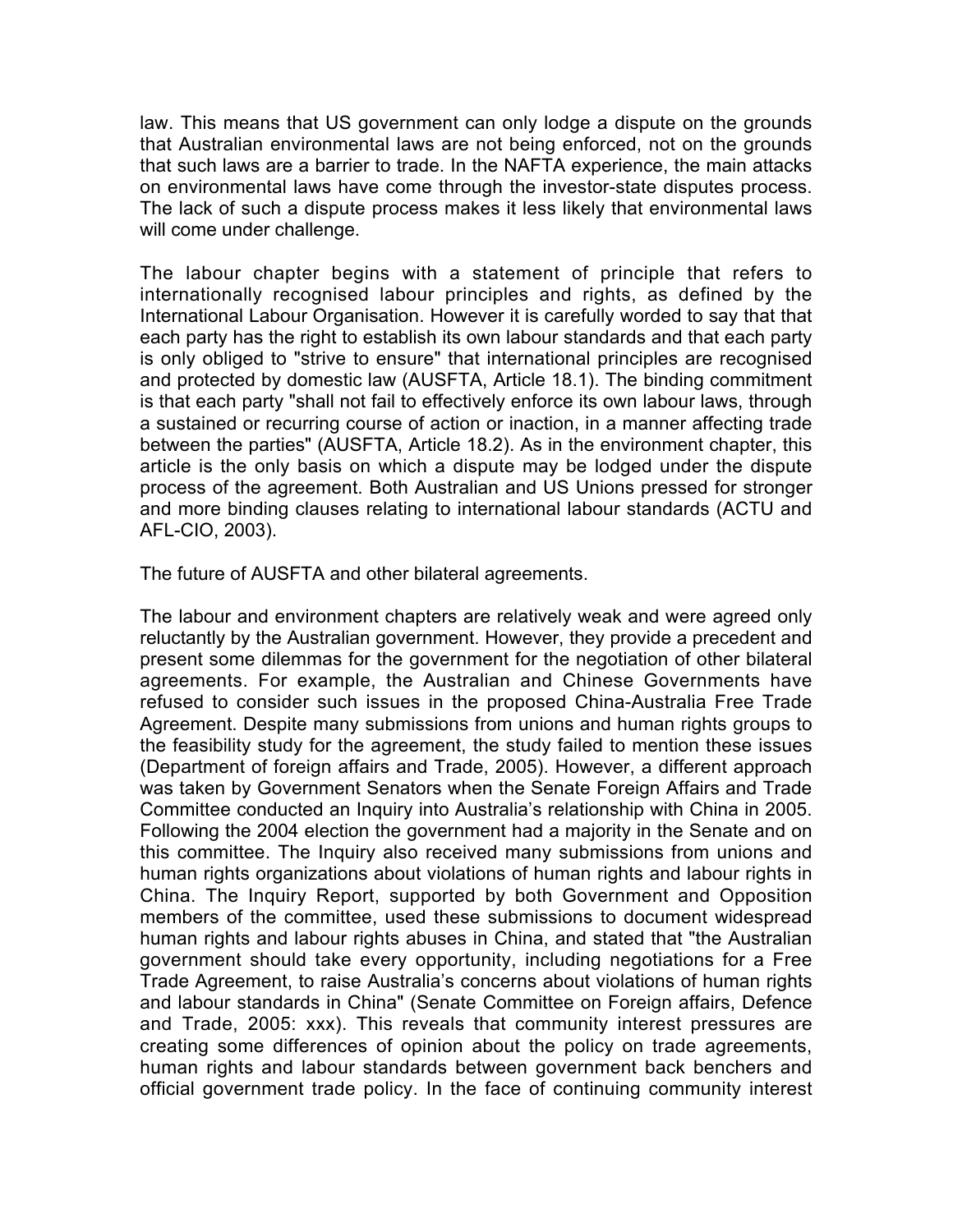law. This means that US government can only lodge a dispute on the grounds that Australian environmental laws are not being enforced, not on the grounds that such laws are a barrier to trade. In the NAFTA experience, the main attacks on environmental laws have come through the investor-state disputes process. The lack of such a dispute process makes it less likely that environmental laws will come under challenge.

The labour chapter begins with a statement of principle that refers to internationally recognised labour principles and rights, as defined by the International Labour Organisation. However it is carefully worded to say that that each party has the right to establish its own labour standards and that each party is only obliged to "strive to ensure" that international principles are recognised and protected by domestic law (AUSFTA, Article 18.1). The binding commitment is that each party "shall not fail to effectively enforce its own labour laws, through a sustained or recurring course of action or inaction, in a manner affecting trade between the parties" (AUSFTA, Article 18.2). As in the environment chapter, this article is the only basis on which a dispute may be lodged under the dispute process of the agreement. Both Australian and US Unions pressed for stronger and more binding clauses relating to international labour standards (ACTU and AFL-CIO, 2003).

## The future of AUSFTA and other bilateral agreements.

The labour and environment chapters are relatively weak and were agreed only reluctantly by the Australian government. However, they provide a precedent and present some dilemmas for the government for the negotiation of other bilateral agreements. For example, the Australian and Chinese Governments have refused to consider such issues in the proposed China-Australia Free Trade Agreement. Despite many submissions from unions and human rights groups to the feasibility study for the agreement, the study failed to mention these issues (Department of foreign affairs and Trade, 2005). However, a different approach was taken by Government Senators when the Senate Foreign Affairs and Trade Committee conducted an Inquiry into Australia's relationship with China in 2005. Following the 2004 election the government had a majority in the Senate and on this committee. The Inquiry also received many submissions from unions and human rights organizations about violations of human rights and labour rights in China. The Inquiry Report, supported by both Government and Opposition members of the committee, used these submissions to document widespread human rights and labour rights abuses in China, and stated that "the Australian government should take every opportunity, including negotiations for a Free Trade Agreement, to raise Australia's concerns about violations of human rights and labour standards in China" (Senate Committee on Foreign affairs, Defence and Trade, 2005: xxx). This reveals that community interest pressures are creating some differences of opinion about the policy on trade agreements, human rights and labour standards between government back benchers and official government trade policy. In the face of continuing community interest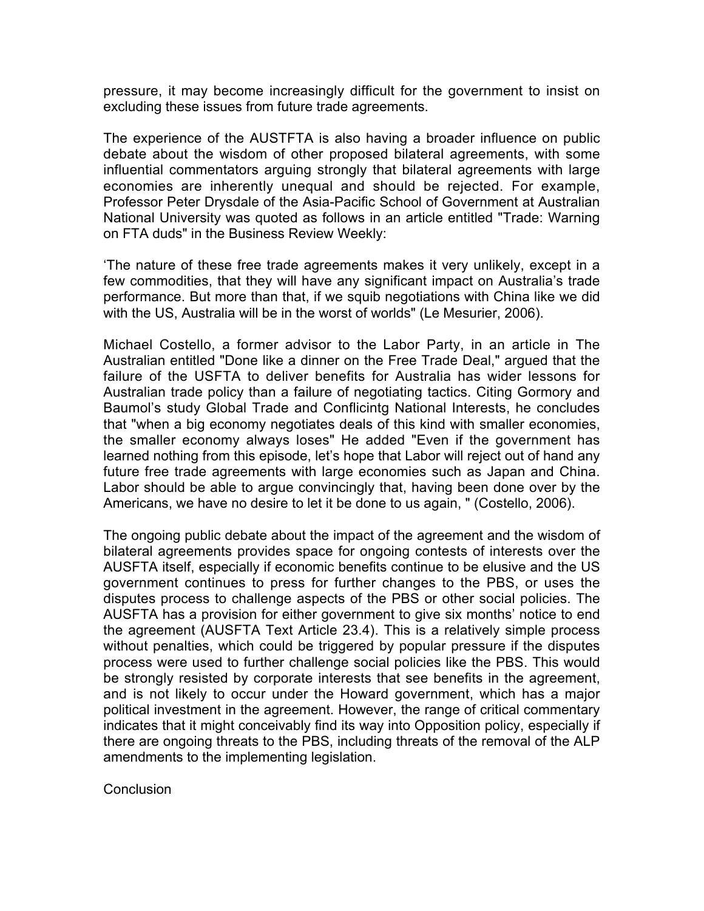pressure, it may become increasingly difficult for the government to insist on excluding these issues from future trade agreements.

The experience of the AUSTFTA is also having a broader influence on public debate about the wisdom of other proposed bilateral agreements, with some influential commentators arguing strongly that bilateral agreements with large economies are inherently unequal and should be rejected. For example, Professor Peter Drysdale of the Asia-Pacific School of Government at Australian National University was quoted as follows in an article entitled "Trade: Warning on FTA duds" in the Business Review Weekly:

'The nature of these free trade agreements makes it very unlikely, except in a few commodities, that they will have any significant impact on Australia's trade performance. But more than that, if we squib negotiations with China like we did with the US, Australia will be in the worst of worlds" (Le Mesurier, 2006).

Michael Costello, a former advisor to the Labor Party, in an article in The Australian entitled "Done like a dinner on the Free Trade Deal," argued that the failure of the USFTA to deliver benefits for Australia has wider lessons for Australian trade policy than a failure of negotiating tactics. Citing Gormory and Baumol's study Global Trade and Conflicintg National Interests, he concludes that "when a big economy negotiates deals of this kind with smaller economies, the smaller economy always loses" He added "Even if the government has learned nothing from this episode, let's hope that Labor will reject out of hand any future free trade agreements with large economies such as Japan and China. Labor should be able to argue convincingly that, having been done over by the Americans, we have no desire to let it be done to us again, " (Costello, 2006).

The ongoing public debate about the impact of the agreement and the wisdom of bilateral agreements provides space for ongoing contests of interests over the AUSFTA itself, especially if economic benefits continue to be elusive and the US government continues to press for further changes to the PBS, or uses the disputes process to challenge aspects of the PBS or other social policies. The AUSFTA has a provision for either government to give six months' notice to end the agreement (AUSFTA Text Article 23.4). This is a relatively simple process without penalties, which could be triggered by popular pressure if the disputes process were used to further challenge social policies like the PBS. This would be strongly resisted by corporate interests that see benefits in the agreement, and is not likely to occur under the Howard government, which has a major political investment in the agreement. However, the range of critical commentary indicates that it might conceivably find its way into Opposition policy, especially if there are ongoing threats to the PBS, including threats of the removal of the ALP amendments to the implementing legislation.

## Conclusion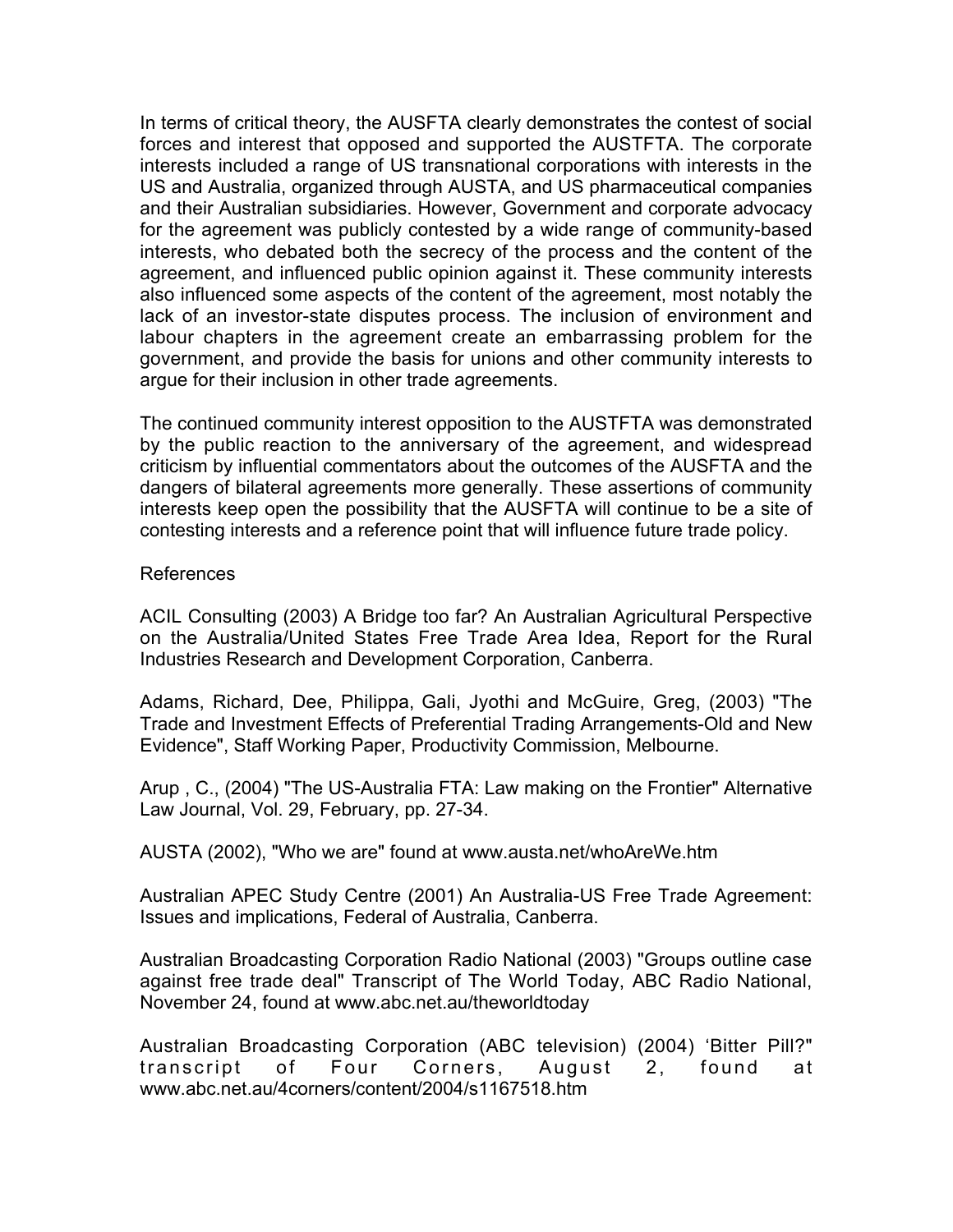In terms of critical theory, the AUSFTA clearly demonstrates the contest of social forces and interest that opposed and supported the AUSTFTA. The corporate interests included a range of US transnational corporations with interests in the US and Australia, organized through AUSTA, and US pharmaceutical companies and their Australian subsidiaries. However, Government and corporate advocacy for the agreement was publicly contested by a wide range of community-based interests, who debated both the secrecy of the process and the content of the agreement, and influenced public opinion against it. These community interests also influenced some aspects of the content of the agreement, most notably the lack of an investor-state disputes process. The inclusion of environment and labour chapters in the agreement create an embarrassing problem for the government, and provide the basis for unions and other community interests to argue for their inclusion in other trade agreements.

The continued community interest opposition to the AUSTFTA was demonstrated by the public reaction to the anniversary of the agreement, and widespread criticism by influential commentators about the outcomes of the AUSFTA and the dangers of bilateral agreements more generally. These assertions of community interests keep open the possibility that the AUSFTA will continue to be a site of contesting interests and a reference point that will influence future trade policy.

References

ACIL Consulting (2003) A Bridge too far? An Australian Agricultural Perspective on the Australia/United States Free Trade Area Idea, Report for the Rural Industries Research and Development Corporation, Canberra.

Adams, Richard, Dee, Philippa, Gali, Jyothi and McGuire, Greg, (2003) "The Trade and Investment Effects of Preferential Trading Arrangements-Old and New Evidence", Staff Working Paper, Productivity Commission, Melbourne.

Arup , C., (2004) "The US-Australia FTA: Law making on the Frontier" Alternative Law Journal, Vol. 29, February, pp. 27-34.

AUSTA (2002), "Who we are" found at www.austa.net/whoAreWe.htm

Australian APEC Study Centre (2001) An Australia-US Free Trade Agreement: Issues and implications, Federal of Australia, Canberra.

Australian Broadcasting Corporation Radio National (2003) "Groups outline case against free trade deal" Transcript of The World Today, ABC Radio National, November 24, found at www.abc.net.au/theworldtoday

Australian Broadcasting Corporation (ABC television) (2004) 'Bitter Pill?" transcript of Four Corners, August 2, found at www.abc.net.au/4corners/content/2004/s1167518.htm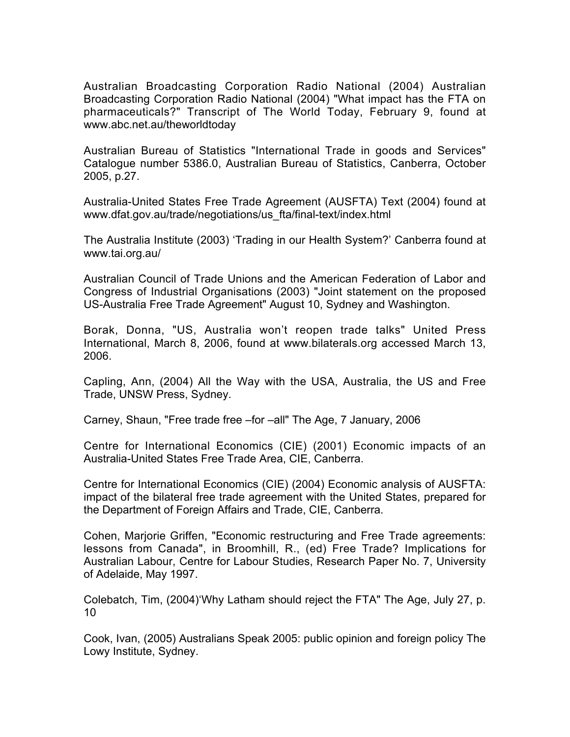Australian Broadcasting Corporation Radio National (2004) Australian Broadcasting Corporation Radio National (2004) "What impact has the FTA on pharmaceuticals?" Transcript of The World Today, February 9, found at www.abc.net.au/theworldtoday

Australian Bureau of Statistics "International Trade in goods and Services" Catalogue number 5386.0, Australian Bureau of Statistics, Canberra, October 2005, p.27.

Australia-United States Free Trade Agreement (AUSFTA) Text (2004) found at www.dfat.gov.au/trade/negotiations/us_fta/final-text/index.html

The Australia Institute (2003) 'Trading in our Health System?' Canberra found at www.tai.org.au/

Australian Council of Trade Unions and the American Federation of Labor and Congress of Industrial Organisations (2003) "Joint statement on the proposed US-Australia Free Trade Agreement" August 10, Sydney and Washington.

Borak, Donna, "US, Australia won't reopen trade talks" United Press International, March 8, 2006, found at www.bilaterals.org accessed March 13, 2006.

Capling, Ann, (2004) All the Way with the USA, Australia, the US and Free Trade, UNSW Press, Sydney.

Carney, Shaun, "Free trade free –for –all" The Age, 7 January, 2006

Centre for International Economics (CIE) (2001) Economic impacts of an Australia-United States Free Trade Area, CIE, Canberra.

Centre for International Economics (CIE) (2004) Economic analysis of AUSFTA: impact of the bilateral free trade agreement with the United States, prepared for the Department of Foreign Affairs and Trade, CIE, Canberra.

Cohen, Marjorie Griffen, "Economic restructuring and Free Trade agreements: lessons from Canada", in Broomhill, R., (ed) Free Trade? Implications for Australian Labour, Centre for Labour Studies, Research Paper No. 7, University of Adelaide, May 1997.

Colebatch, Tim, (2004)'Why Latham should reject the FTA" The Age, July 27, p. 10

Cook, Ivan, (2005) Australians Speak 2005: public opinion and foreign policy The Lowy Institute, Sydney.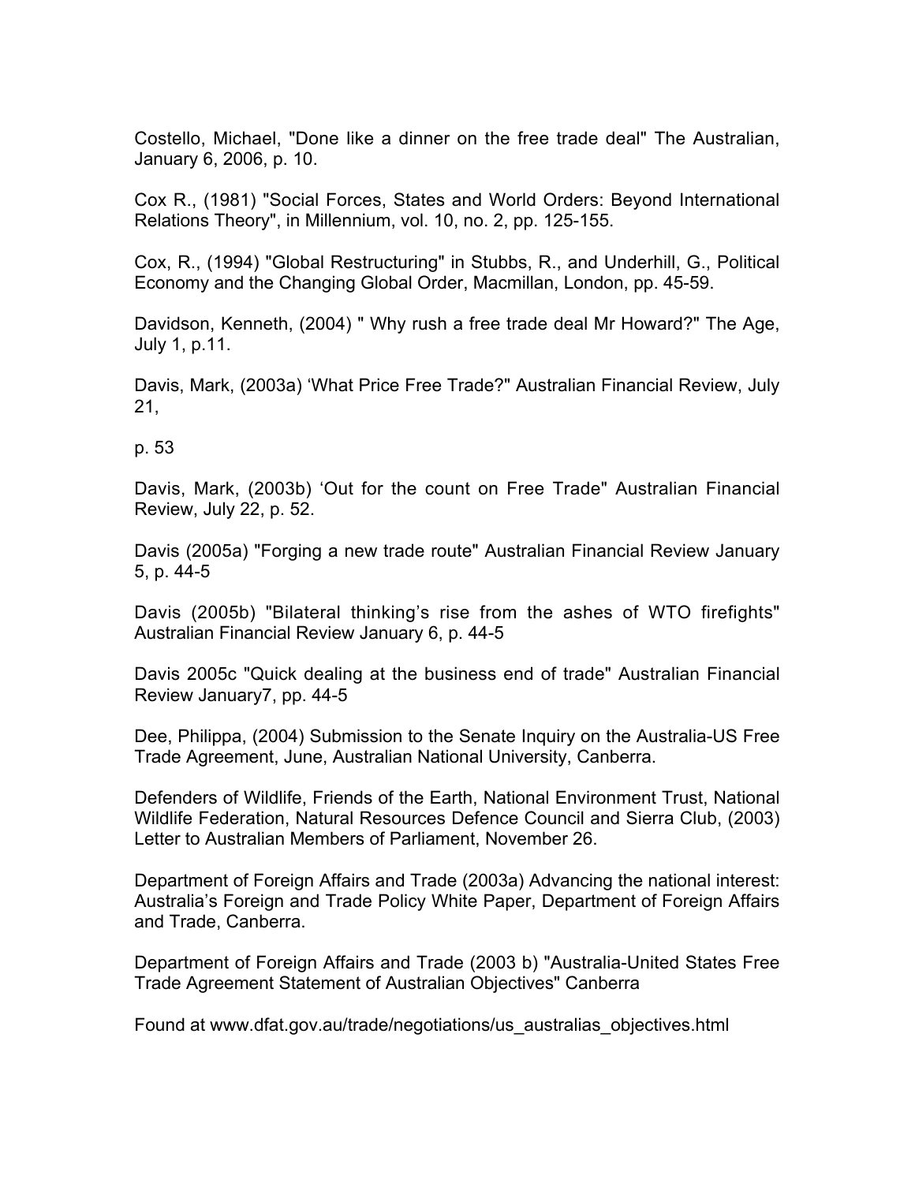Costello, Michael, "Done like a dinner on the free trade deal" The Australian, January 6, 2006, p. 10.

Cox R., (1981) "Social Forces, States and World Orders: Beyond International Relations Theory", in Millennium, vol. 10, no. 2, pp. 125-155.

Cox, R., (1994) "Global Restructuring" in Stubbs, R., and Underhill, G., Political Economy and the Changing Global Order, Macmillan, London, pp. 45-59.

Davidson, Kenneth, (2004) " Why rush a free trade deal Mr Howard?" The Age, July 1, p.11.

Davis, Mark, (2003a) 'What Price Free Trade?" Australian Financial Review, July 21,

p. 53

Davis, Mark, (2003b) 'Out for the count on Free Trade" Australian Financial Review, July 22, p. 52.

Davis (2005a) "Forging a new trade route" Australian Financial Review January 5, p. 44-5

Davis (2005b) "Bilateral thinking's rise from the ashes of WTO firefights" Australian Financial Review January 6, p. 44-5

Davis 2005c "Quick dealing at the business end of trade" Australian Financial Review January7, pp. 44-5

Dee, Philippa, (2004) Submission to the Senate Inquiry on the Australia-US Free Trade Agreement, June, Australian National University, Canberra.

Defenders of Wildlife, Friends of the Earth, National Environment Trust, National Wildlife Federation, Natural Resources Defence Council and Sierra Club, (2003) Letter to Australian Members of Parliament, November 26.

Department of Foreign Affairs and Trade (2003a) Advancing the national interest: Australia's Foreign and Trade Policy White Paper, Department of Foreign Affairs and Trade, Canberra.

Department of Foreign Affairs and Trade (2003 b) "Australia-United States Free Trade Agreement Statement of Australian Objectives" Canberra

Found at www.dfat.gov.au/trade/negotiations/us_australias_objectives.html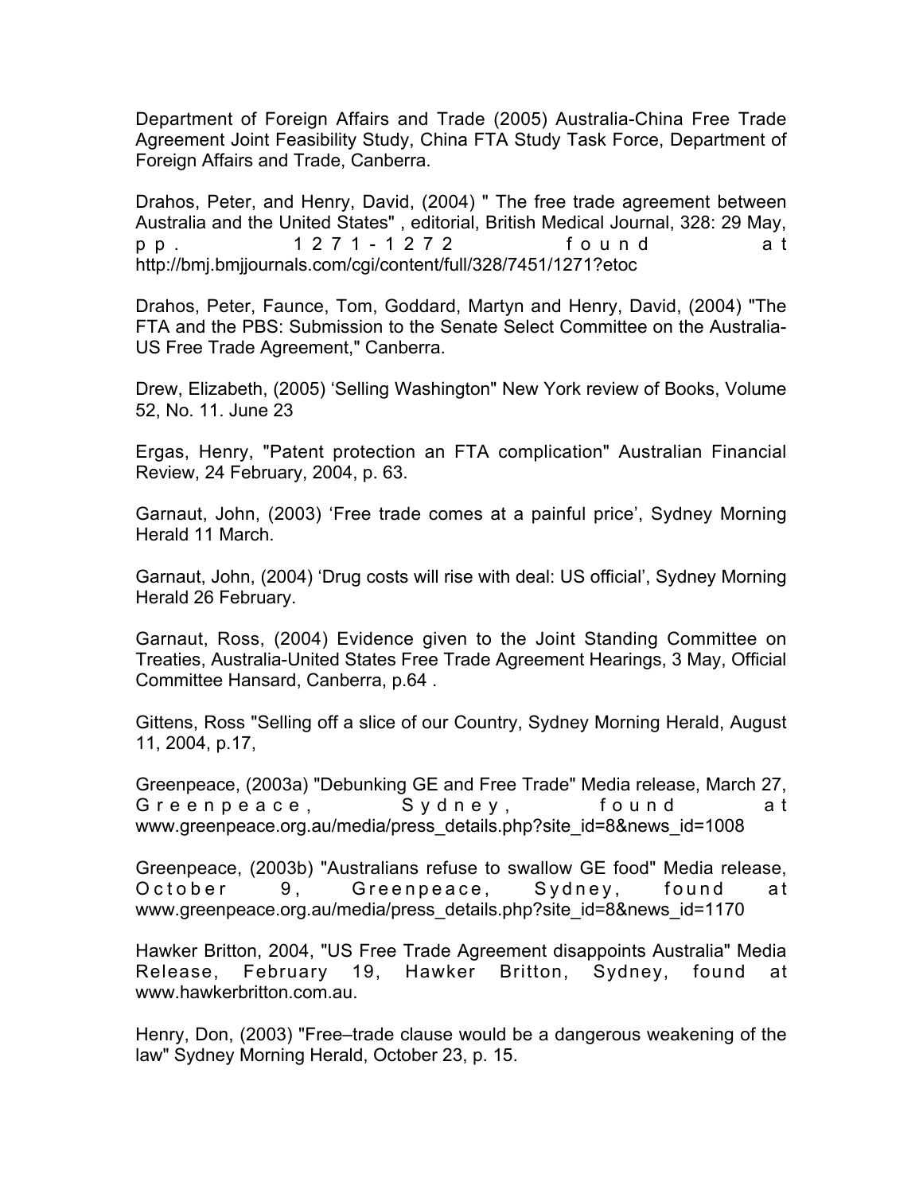Department of Foreign Affairs and Trade (2005) Australia-China Free Trade Agreement Joint Feasibility Study, China FTA Study Task Force, Department of Foreign Affairs and Trade, Canberra.

Drahos, Peter, and Henry, David, (2004) " The free trade agreement between Australia and the United States" , editorial, British Medical Journal, 328: 29 May, pp. 1271-1272 found at http://bmj.bmjjournals.com/cgi/content/full/328/7451/1271?etoc

Drahos, Peter, Faunce, Tom, Goddard, Martyn and Henry, David, (2004) "The FTA and the PBS: Submission to the Senate Select Committee on the Australia-US Free Trade Agreement," Canberra.

Drew, Elizabeth, (2005) 'Selling Washington" New York review of Books, Volume 52, No. 11. June 23

Ergas, Henry, "Patent protection an FTA complication" Australian Financial Review, 24 February, 2004, p. 63.

Garnaut, John, (2003) 'Free trade comes at a painful price', Sydney Morning Herald 11 March.

Garnaut, John, (2004) 'Drug costs will rise with deal: US official', Sydney Morning Herald 26 February.

Garnaut, Ross, (2004) Evidence given to the Joint Standing Committee on Treaties, Australia-United States Free Trade Agreement Hearings, 3 May, Official Committee Hansard, Canberra, p.64 .

Gittens, Ross "Selling off a slice of our Country, Sydney Morning Herald, August 11, 2004, p.17,

Greenpeace, (2003a) "Debunking GE and Free Trade" Media release, March 27, Greenpeace, Sydney, found at www.greenpeace.org.au/media/press_details.php?site_id=8&news_id=1008

Greenpeace, (2003b) "Australians refuse to swallow GE food" Media release, October 9, Greenpeace, Sydney, found at www.greenpeace.org.au/media/press_details.php?site_id=8&news_id=1170

Hawker Britton, 2004, "US Free Trade Agreement disappoints Australia" Media Release, February 19, Hawker Britton, Sydney, found at www.hawkerbritton.com.au.

Henry, Don, (2003) "Free–trade clause would be a dangerous weakening of the law" Sydney Morning Herald, October 23, p. 15.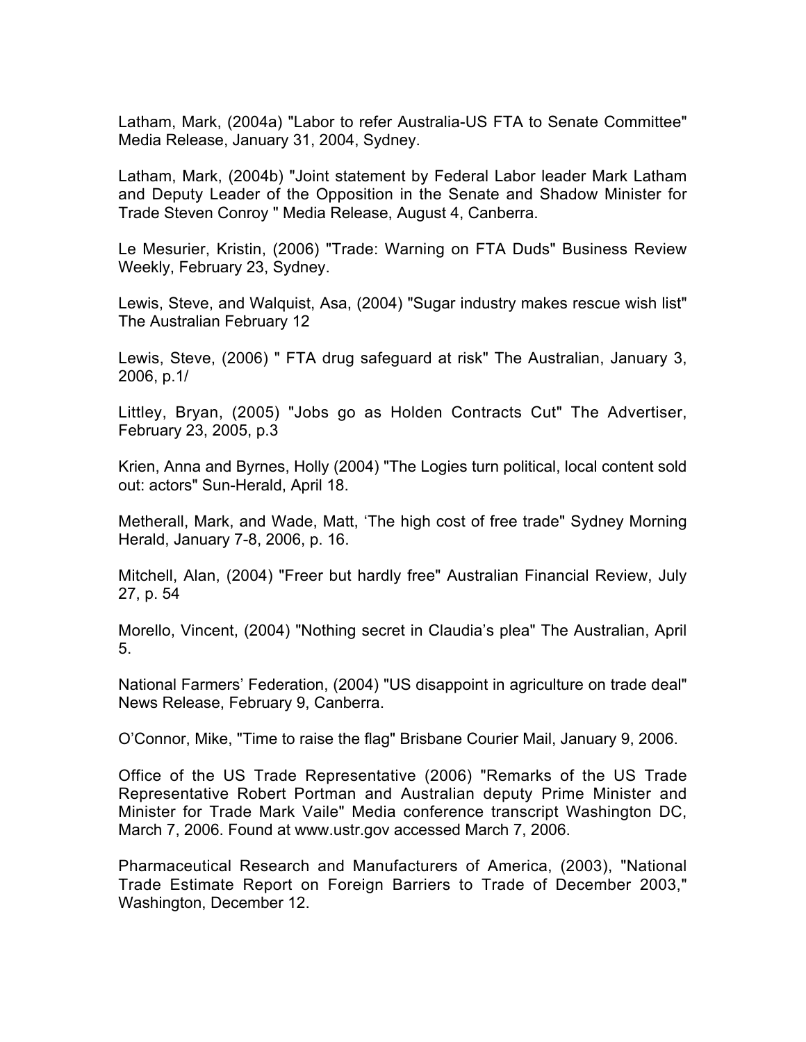Latham, Mark, (2004a) "Labor to refer Australia-US FTA to Senate Committee" Media Release, January 31, 2004, Sydney.

Latham, Mark, (2004b) "Joint statement by Federal Labor leader Mark Latham and Deputy Leader of the Opposition in the Senate and Shadow Minister for Trade Steven Conroy " Media Release, August 4, Canberra.

Le Mesurier, Kristin, (2006) "Trade: Warning on FTA Duds" Business Review Weekly, February 23, Sydney.

Lewis, Steve, and Walquist, Asa, (2004) "Sugar industry makes rescue wish list" The Australian February 12

Lewis, Steve, (2006) " FTA drug safeguard at risk" The Australian, January 3, 2006, p.1/

Littley, Bryan, (2005) "Jobs go as Holden Contracts Cut" The Advertiser, February 23, 2005, p.3

Krien, Anna and Byrnes, Holly (2004) "The Logies turn political, local content sold out: actors" Sun-Herald, April 18.

Metherall, Mark, and Wade, Matt, ‘The high cost of free trade" Sydney Morning Herald, January 7-8, 2006, p. 16.

Mitchell, Alan, (2004) "Freer but hardly free" Australian Financial Review, July 27, p. 54

Morello, Vincent, (2004) "Nothing secret in Claudia’s plea" The Australian, April 5.

National Farmers’ Federation, (2004) "US disappoint in agriculture on trade deal" News Release, February 9, Canberra.

O’Connor, Mike, "Time to raise the flag" Brisbane Courier Mail, January 9, 2006.

Office of the US Trade Representative (2006) "Remarks of the US Trade Representative Robert Portman and Australian deputy Prime Minister and Minister for Trade Mark Vaile" Media conference transcript Washington DC, March 7, 2006. Found at www.ustr.gov accessed March 7, 2006.

Pharmaceutical Research and Manufacturers of America, (2003), "National Trade Estimate Report on Foreign Barriers to Trade of December 2003," Washington, December 12.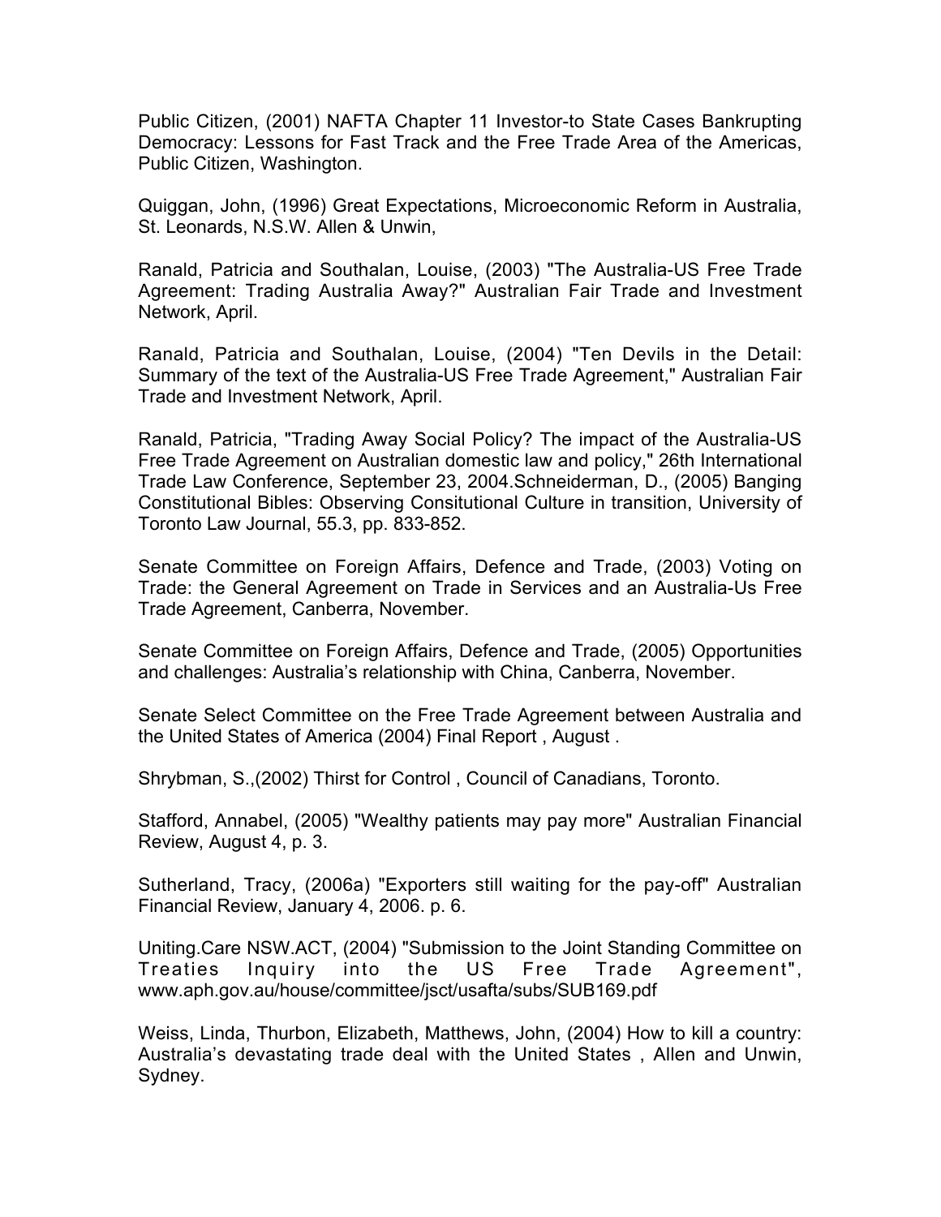Public Citizen, (2001) NAFTA Chapter 11 Investor-to State Cases Bankrupting Democracy: Lessons for Fast Track and the Free Trade Area of the Americas, Public Citizen, Washington.

Quiggan, John, (1996) Great Expectations, Microeconomic Reform in Australia, St. Leonards, N.S.W. Allen & Unwin,

Ranald, Patricia and Southalan, Louise, (2003) "The Australia-US Free Trade Agreement: Trading Australia Away?" Australian Fair Trade and Investment Network, April.

Ranald, Patricia and Southalan, Louise, (2004) "Ten Devils in the Detail: Summary of the text of the Australia-US Free Trade Agreement," Australian Fair Trade and Investment Network, April.

Ranald, Patricia, "Trading Away Social Policy? The impact of the Australia-US Free Trade Agreement on Australian domestic law and policy," 26th International Trade Law Conference, September 23, 2004.Schneiderman, D., (2005) Banging Constitutional Bibles: Observing Consitutional Culture in transition, University of Toronto Law Journal, 55.3, pp. 833-852.

Senate Committee on Foreign Affairs, Defence and Trade, (2003) Voting on Trade: the General Agreement on Trade in Services and an Australia-Us Free Trade Agreement, Canberra, November.

Senate Committee on Foreign Affairs, Defence and Trade, (2005) Opportunities and challenges: Australia's relationship with China, Canberra, November.

Senate Select Committee on the Free Trade Agreement between Australia and the United States of America (2004) Final Report , August .

Shrybman, S.,(2002) Thirst for Control , Council of Canadians, Toronto.

Stafford, Annabel, (2005) "Wealthy patients may pay more" Australian Financial Review, August 4, p. 3.

Sutherland, Tracy, (2006a) "Exporters still waiting for the pay-off" Australian Financial Review, January 4, 2006. p. 6.

Uniting.Care NSW.ACT, (2004) "Submission to the Joint Standing Committee on Treaties Inquiry into the US Free Trade Agreement", www.aph.gov.au/house/committee/jsct/usafta/subs/SUB169.pdf

Weiss, Linda, Thurbon, Elizabeth, Matthews, John, (2004) How to kill a country: Australia's devastating trade deal with the United States , Allen and Unwin, Sydney.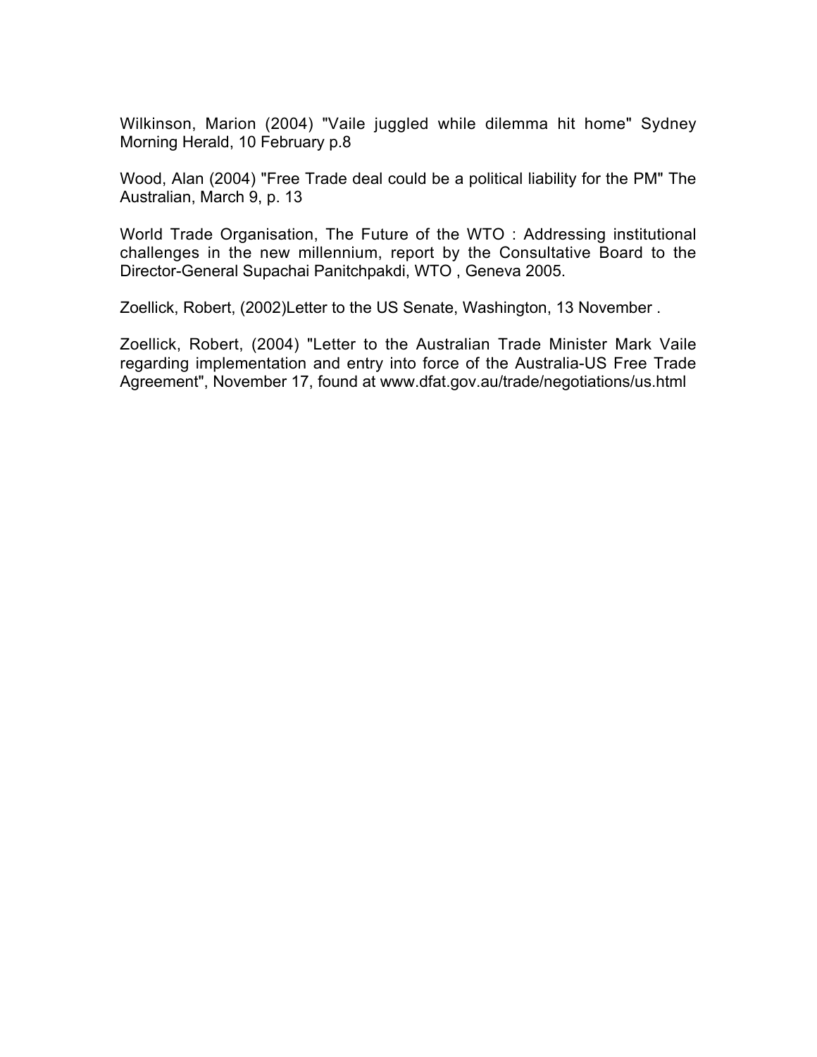Wilkinson, Marion (2004) "Vaile juggled while dilemma hit home" Sydney Morning Herald, 10 February p.8

Wood, Alan (2004) "Free Trade deal could be a political liability for the PM" The Australian, March 9, p. 13

World Trade Organisation, The Future of the WTO : Addressing institutional challenges in the new millennium, report by the Consultative Board to the Director-General Supachai Panitchpakdi, WTO , Geneva 2005.

Zoellick, Robert, (2002)Letter to the US Senate, Washington, 13 November .

Zoellick, Robert, (2004) "Letter to the Australian Trade Minister Mark Vaile regarding implementation and entry into force of the Australia-US Free Trade Agreement", November 17, found at www.dfat.gov.au/trade/negotiations/us.html